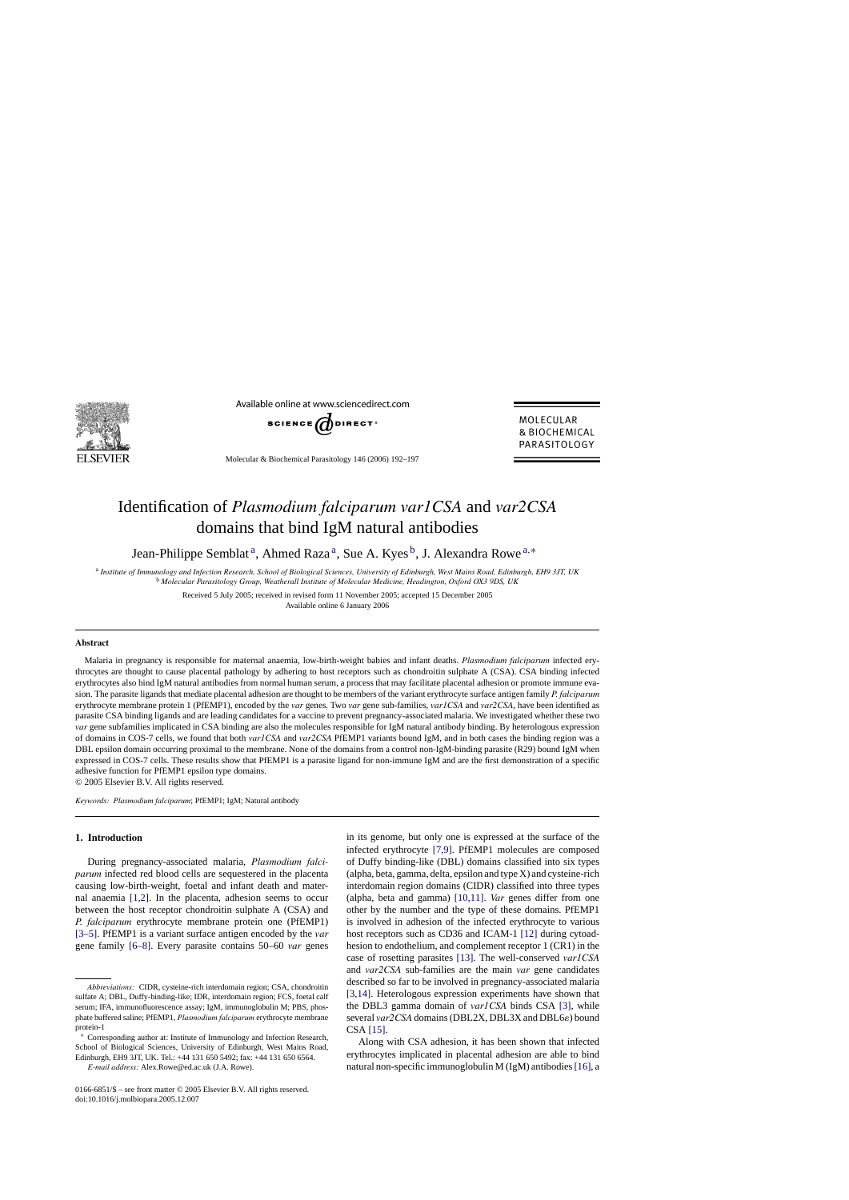# Identification of *Plasmodium falciparum var1CSA* and *var2CSA* domains that bind IgM natural antibodies

Jean-Philippe Semblat [a], Ahmed Raza [a], Sue A. Kyes [b], J. Alexandra Rowe [a,*]

[a] *Institute of Immunology and Infection Research, School of Biological Sciences, University of Edinburgh, West Mains Road, Edinburgh, EH9 3JT, UK*
[b] *Molecular Parasitology Group, Weatherall Institute of Molecular Medicine, Headington, Oxford OX3 9DS, UK*

Received 5 July 2005; received in revised form 11 November 2005; accepted 15 December 2005
Available online 6 January 2006

## Abstract

Malaria in pregnancy is responsible for maternal anaemia, low-birth-weight babies and infant deaths. *Plasmodium falciparum* infected erythrocytes are thought to cause placental pathology by adhering to host receptors such as chondroitin sulphate A (CSA). CSA binding infected erythrocytes also bind IgM natural antibodies from normal human serum, a process that may facilitate placental adhesion or promote immune evasion. The parasite ligands that mediate placental adhesion are thought to be members of the variant erythrocyte surface antigen family *P. falciparum* erythrocyte membrane protein 1 (PfEMP1), encoded by the *var* genes. Two *var* gene sub-families, *var1CSA* and *var2CSA*, have been identified as parasite CSA binding ligands and are leading candidates for a vaccine to prevent pregnancy-associated malaria. We investigated whether these two *var* gene subfamilies implicated in CSA binding are also the molecules responsible for IgM natural antibody binding. By heterologous expression of domains in COS-7 cells, we found that both *var1CSA* and *var2CSA* PfEMP1 variants bound IgM, and in both cases the binding region was a DBL epsilon domain occurring proximal to the membrane. None of the domains from a control non-IgM-binding parasite (R29) bound IgM when expressed in COS-7 cells. These results show that PfEMP1 is a parasite ligand for non-immune IgM and are the first demonstration of a specific adhesive function for PfEMP1 epsilon type domains.
© 2005 Elsevier B.V. All rights reserved.

*Keywords:* *Plasmodium falciparum*; PfEMP1; IgM; Natural antibody

## 1. Introduction

During pregnancy-associated malaria, *Plasmodium falciparum* infected red blood cells are sequestered in the placenta causing low-birth-weight, foetal and infant death and maternal anaemia [1,2]. In the placenta, adhesion seems to occur between the host receptor chondroitin sulphate A (CSA) and *P. falciparum* erythrocyte membrane protein one (PfEMP1) [3–5]. PfEMP1 is a variant surface antigen encoded by the *var* gene family [6–8]. Every parasite contains 50–60 *var* genes in its genome, but only one is expressed at the surface of the infected erythrocyte [7,9]. PfEMP1 molecules are composed of Duffy binding-like (DBL) domains classified into six types (alpha, beta, gamma, delta, epsilon and type X) and cysteine-rich interdomain region domains (CIDR) classified into three types (alpha, beta and gamma) [10,11]. *Var* genes differ from one other by the number and the type of these domains. PfEMP1 is involved in adhesion of the infected erythrocyte to various host receptors such as CD36 and ICAM-1 [12] during cytoadhesion to endothelium, and complement receptor 1 (CR1) in the case of rosetting parasites [13]. The well-conserved *var1CSA* and *var2CSA* sub-families are the main *var* gene candidates described so far to be involved in pregnancy-associated malaria [3,14]. Heterologous expression experiments have shown that the DBL3 gamma domain of *var1CSA* binds CSA [3], while several *var2CSA* domains (DBL2X, DBL3X and DBL6ε) bound CSA [15].

Along with CSA adhesion, it has been shown that infected erythrocytes implicated in placental adhesion are able to bind natural non-specific immunoglobulin M (IgM) antibodies [16], a

*Abbreviations:* CIDR, cysteine-rich interdomain region; CSA, chondroitin sulfate A; DBL, Duffy-binding-like; FCS, foetal calf serum; IFA, immunofluorescence assay; IgM, immunoglobulin M; PBS, phosphate buffered saline; PfEMP1, *Plasmodium falciparum* erythrocyte membrane protein-1

\* Corresponding author at: Institute of Immunology and Infection Research, School of Biological Sciences, University of Edinburgh, West Mains Road, Edinburgh, EH9 3JT, UK. Tel.: +44 131 650 5492; fax: +44 131 650 6564.
*E-mail address:* Alex.Rowe@ed.ac.uk (J.A. Rowe).

0166-6851/$ – see front matter © 2005 Elsevier B.V. All rights reserved.
doi:10.1016/j.molbiopara.2005.12.007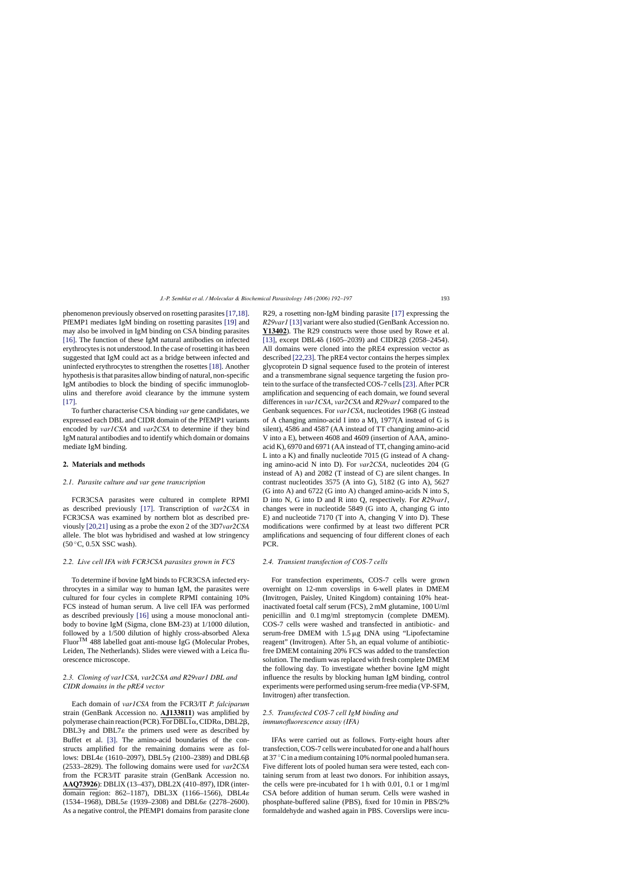phenomenon previously observed on rosetting parasites [17,18]. PfEMP1 mediates IgM binding on rosetting parasites [19] and may also be involved in IgM binding on CSA binding parasites [16]. The function of these IgM natural antibodies on infected erythrocytes is not understood. In the case of rosetting it has been suggested that IgM could act as a bridge between infected and uninfected erythrocytes to strengthen the rosettes [18]. Another hypothesis is that parasites allow binding of natural, non-specific IgM antibodies to block the binding of specific immunoglobulins and therefore avoid clearance by the immune system [17].

To further characterise CSA binding *var* gene candidates, we expressed each DBL and CIDR domain of the PfEMP1 variants encoded by *var1CSA* and *var2CSA* to determine if they bind IgM natural antibodies and to identify which domain or domains mediate IgM binding.

## 2. Materials and methods

### 2.1. Parasite culture and var gene transcription

FCR3CSA parasites were cultured in complete RPMI as described previously [17]. Transcription of *var2CSA* in FCR3CSA was examined by northern blot as described previously [20,21] using as a probe the exon 2 of the 3D7*var2CSA* allele. The blot was hybridised and washed at low stringency (50 °C, 0.5X SSC wash).

### 2.2. Live cell IFA with FCR3CSA parasites grown in FCS

To determine if bovine IgM binds to FCR3CSA infected erythrocytes in a similar way to human IgM, the parasites were cultured for four cycles in complete RPMI containing 10% FCS instead of human serum. A live cell IFA was performed as described previously [16] using a mouse monoclonal antibody to bovine IgM (Sigma, clone BM-23) at 1/1000 dilution, followed by a 1/500 dilution of highly cross-absorbed Alexa Fluor™ 488 labelled goat anti-mouse IgG (Molecular Probes, Leiden, The Netherlands). Slides were viewed with a Leica fluorescence microscope.

### 2.3. Cloning of var1CSA, var2CSA and R29var1 DBL and CIDR domains in the pRE4 vector

Each domain of *var1CSA* from the FCR3/IT *P. falciparum* strain (GenBank Accession no. **AJ133811**) was amplified by polymerase chain reaction (PCR). For DBL1α, CIDRα, DBL2β, DBL3γ and DBL7ε the primers used were as described by Buffet et al. [3]. The amino-acid boundaries of the constructs amplified for the remaining domains were as follows: DBL4ε (1610–2097), DBL5γ (2100–2389) and DBL6β (2533–2829). The following domains were used for *var2CSA* from the FCR3/IT parasite strain (GenBank Accession no. **AAQ73926**): DBL1X (13–437), DBL2X (410–897), IDR (interdomain region: 862–1187), DBL3X (1166–1566), DBL4ε (1534–1968), DBL5ε (1939–2308) and DBL6ε (2278–2600). As a negative control, the PfEMP1 domains from parasite clone R29, a rosetting non-IgM binding parasite [17] expressing the *R29var1* [13] variant were also studied (GenBank Accession no. **Y13402**). The R29 constructs were those used by Rowe et al. [13], except DBL4δ (1605–2039) and CIDR2β (2058–2454). All domains were cloned into the pRE4 expression vector as described [22,23]. The pRE4 vector contains the herpes simplex glycoprotein D signal sequence fused to the protein of interest and a transmembrane signal sequence targeting the fusion protein to the surface of the transfected COS-7 cells [23]. After PCR amplification and sequencing of each domain, we found several differences in *var1CSA*, *var2CSA* and *R29var1* compared to the Genbank sequences. For *var1CSA*, nucleotides 1968 (G instead of A changing amino-acid I into a M), 1977(A instead of G is silent), 4586 and 4587 (AA instead of TT changing amino-acid V into a E), between 4608 and 4609 (insertion of AAA, amino-acid K), 6970 and 6971 (AA instead of TT, changing amino-acid L into a K) and finally nucleotide 7015 (G instead of A changing amino-acid N into D). For *var2CSA*, nucleotides 204 (G instead of A) and 2082 (T instead of C) are silent changes. In contrast nucleotides 3575 (A into G), 5182 (G into A), 5627 (G into A) and 6722 (G into A) changed amino-acids N into S, D into N, G into D and R into Q, respectively. For *R29var1*, changes were in nucleotide 5849 (G into A, changing G into E) and nucleotide 7170 (T into A, changing V into D). These modifications were confirmed by at least two different PCR amplifications and sequencing of four different clones of each PCR.

### 2.4. Transient transfection of COS-7 cells

For transfection experiments, COS-7 cells were grown overnight on 12-mm coverslips in 6-well plates in DMEM (Invitrogen, Paisley, United Kingdom) containing 10% heat-inactivated foetal calf serum (FCS), 2 mM glutamine, 100 U/ml penicillin and 0.1 mg/ml streptomycin (complete DMEM). COS-7 cells were washed and transfected in antibiotic- and serum-free DMEM with 1.5 μg DNA using "Lipofectamine reagent" (Invitrogen). After 5 h, an equal volume of antibiotic-free DMEM containing 20% FCS was added to the transfection solution. The medium was replaced with fresh complete DMEM the following day. To investigate whether bovine IgM might influence the results by blocking human IgM binding, control experiments were performed using serum-free media (VP-SFM, Invitrogen) after transfection.

### 2.5. Transfected COS-7 cell IgM binding and immunofluorescence assay (IFA)

IFAs were carried out as follows. Forty-eight hours after transfection, COS-7 cells were incubated for one and a half hours at 37 °C in a medium containing 10% normal pooled human sera. Five different lots of pooled human sera were tested, each containing serum from at least two donors. For inhibition assays, the cells were pre-incubated for 1 h with 0.01, 0.1 or 1 mg/ml CSA before addition of human serum. Cells were washed in phosphate-buffered saline (PBS), fixed for 10 min in PBS/2% formaldehyde and washed again in PBS. Coverslips were incu-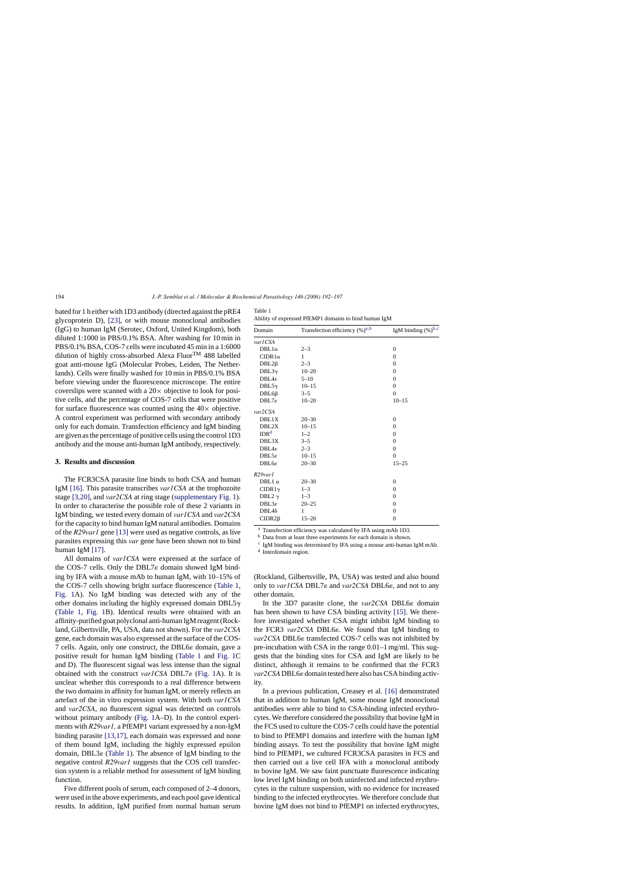bated for 1 h either with 1D3 antibody (directed against the pRE4 glycoprotein D), [23], or with mouse monoclonal antibodies (IgG) to human IgM (Serotec, Oxford, United Kingdom), both diluted 1:1000 in PBS/0.1% BSA. After washing for 10 min in PBS/0.1% BSA, COS-7 cells were incubated 45 min in a 1:6000 dilution of highly cross-absorbed Alexa Fluor™ 488 labelled goat anti-mouse IgG (Molecular Probes, Leiden, The Netherlands). Cells were finally washed for 10 min in PBS/0.1% BSA before viewing under the fluorescence microscope. The entire coverslips were scanned with a 20× objective to look for positive cells, and the percentage of COS-7 cells that were positive for surface fluorescence was counted using the 40× objective. A control experiment was performed with secondary antibody only for each domain. Transfection efficiency and IgM binding are given as the percentage of positive cells using the control 1D3 antibody and the mouse anti-human IgM antibody, respectively.

## 3. Results and discussion

The FCR3CSA parasite line binds to both CSA and human IgM [16]. This parasite transcribes *var1CSA* at the trophozoite stage [3,20], and *var2CSA* at ring stage (supplementary Fig. 1). In order to characterise the possible role of these 2 variants in IgM binding, we tested every domain of *var1CSA* and *var2CSA* for the capacity to bind human IgM natural antibodies. Domains of the *R29var1* gene [13] were used as negative controls, as live parasites expressing this *var* gene have been shown not to bind human IgM [17].

All domains of *var1CSA* were expressed at the surface of the COS-7 cells. Only the DBL7ε domain showed IgM binding by IFA with a mouse mAb to human IgM, with 10–15% of the COS-7 cells showing bright surface fluorescence (Table 1, Fig. 1A). No IgM binding was detected with any of the other domains including the highly expressed domain DBL5γ (Table 1, Fig. 1B). Identical results were obtained with an affinity-purified goat polyclonal anti-human IgM reagent (Rockland, Gilbertsville, PA, USA, data not shown). For the *var2CSA* gene, each domain was also expressed at the surface of the COS-7 cells. Again, only one construct, the DBL6ε domain, gave a positive result for human IgM binding (Table 1 and Fig. 1C and D). The fluorescent signal was less intense than the signal obtained with the construct *var1CSA* DBL7ε (Fig. 1A). It is unclear whether this corresponds to a real difference between the two domains in affinity for human IgM, or merely reflects an artefact of the in vitro expression system. With both *var1CSA* and *var2CSA*, no fluorescent signal was detected on controls without primary antibody (Fig. 1A–D). In the control experiments with *R29var1*, a PfEMP1 variant expressed by a non-IgM binding parasite [13,17], each domain was expressed and none of them bound IgM, including the highly expressed epsilon domain, DBL3ε (Table 1). The absence of IgM binding to the negative control *R29var1* suggests that the COS cell transfection system is a reliable method for assessment of IgM binding function.

Five different pools of serum, each composed of 2–4 donors, were used in the above experiments, and each pool gave identical results. In addition, IgM purified from normal human serum (Rockland, Gilbertsville, PA, USA) was tested and also bound only to *var1CSA* DBL7ε and *var2CSA* DBL6ε, and not to any other domain.

In the 3D7 parasite clone, the *var2CSA* DBL6ε domain has been shown to have CSA binding activity [15]. We therefore investigated whether CSA might inhibit IgM binding to the FCR3 *var2CSA* DBL6ε. We found that IgM binding to *var2CSA* DBL6ε transfected COS-7 cells was not inhibited by pre-incubation with CSA in the range 0.01–1 mg/ml. This suggests that the binding sites for CSA and IgM are likely to be distinct, although it remains to be confirmed that the FCR3 *var2CSA* DBL6ε domain tested here also has CSA binding activity.

In a previous publication, Creasey et al. [16] demonstrated that in addition to human IgM, some mouse IgM monoclonal antibodies were able to bind to CSA-binding infected erythrocytes. We therefore considered the possibility that bovine IgM in the FCS used to culture the COS-7 cells could have the potential to bind to PfEMP1 domains and interfere with the human IgM binding assays. To test the possibility that bovine IgM might bind to PfEMP1, we cultured FCR3CSA parasites in FCS and then carried out a live cell IFA with a monoclonal antibody to bovine IgM. We saw faint punctuate fluorescence indicating low level IgM binding on both uninfected and infected erythrocytes in the culture suspension, with no evidence for increased binding to the infected erythrocytes. We therefore conclude that bovine IgM does not bind to PfEMP1 on infected erythrocytes,

Table 1
Ability of expressed PfEMP1 domains to bind human IgM

| Domain | Transfection efficiency (%)[a,b] | IgM binding (%)[b,c] |
|---|---|---|
| *var1CSA* | | |
| DBL1α | 2–3 | 0 |
| CIDR1α | 1 | 0 |
| DBL2β | 2–3 | 0 |
| DBL3γ | 10–20 | 0 |
| DBL4ε | 5–10 | 0 |
| DBL5γ | 10–15 | 0 |
| DBL6β | 3–5 | 0 |
| DBL7ε | 10–20 | 10–15 |
| *var2CSA* | | |
| DBL1X | 20–30 | 0 |
| DBL2X | 10–15 | 0 |
| IDR[d] | 1–2 | 0 |
| DBL3X | 3–5 | 0 |
| DBL4ε | 2–3 | 0 |
| DBL5ε | 10–15 | 0 |
| DBL6ε | 20–30 | 15–25 |
| *R29var1* | | |
| DBL1 α | 20–30 | 0 |
| CIDR1γ | 1–3 | 0 |
| DBL2 γ | 1–3 | 0 |
| DBL3ε | 20–25 | 0 |
| DBL4δ | 1 | 0 |
| CIDR2β | 15–20 | 0 |

[a] Transfection efficiency was calculated by IFA using mAb 1D3.
[b] Data from at least three experiments for each domain is shown.
[c] IgM binding was determined by IFA using a mouse anti-human IgM mAb.
[d] Interdomain region.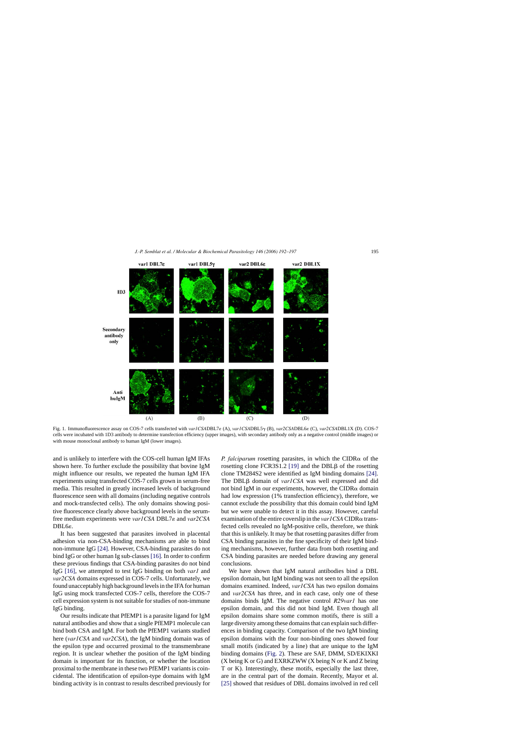Fig. 1. Immunofluorescence assay on COS-7 cells transfected with *var1CSA*DBL7ε (A), *var1CSA*DBL5γ (B), *var2CSA*DBL6ε (C), *var2CSA*DBL1X (D). COS-7 cells were incubated with 1D3 antibody to determine transfection efficiency (upper images), with secondary antibody only as a negative control (middle images) or with mouse monoclonal antibody to human IgM (lower images).

and is unlikely to interfere with the COS-cell human IgM IFAs shown here. To further exclude the possibility that bovine IgM might influence our results, we repeated the human IgM IFA experiments using transfected COS-7 cells grown in serum-free media. This resulted in greatly increased levels of background fluorescence seen with all domains (including negative controls and mock-transfected cells). The only domains showing positive fluorescence clearly above background levels in the serum-free medium experiments were *var1CSA* DBL7ε and *var2CSA* DBL6ε.

It has been suggested that parasites involved in placental adhesion via non-CSA-binding mechanisms are able to bind non-immune IgG [24]. However, CSA-binding parasites do not bind IgG or other human Ig sub-classes [16]. In order to confirm these previous findings that CSA-binding parasites do not bind IgG [16], we attempted to test IgG binding on both *var1* and *var2CSA* domains expressed in COS-7 cells. Unfortunately, we found unacceptably high background levels in the IFA for human IgG using mock transfected COS-7 cells, therefore the COS-7 cell expression system is not suitable for studies of non-immune IgG binding.

Our results indicate that PfEMP1 is a parasite ligand for IgM natural antibodies and show that a single PfEMP1 molecule can bind both CSA and IgM. For both the PfEMP1 variants studied here (*var1CSA* and *var2CSA*), the IgM binding domain was of the epsilon type and occurred proximal to the transmembrane region. It is unclear whether the position of the IgM binding domain is important for its function, or whether the location proximal to the membrane in these two PfEMP1 variants is coincidental. The identification of epsilon-type domains with IgM binding activity is in contrast to results described previously for *P. falciparum* rosetting parasites, in which the CIDRα of the rosetting clone FCR3S1.2 [19] and the DBLβ of the rosetting clone TM284S2 were identified as IgM binding domains [24]. The DBLβ domain of *var1CSA* was well expressed and did not bind IgM in our experiments, however, the CIDRα domain had low expression (1% transfection efficiency), therefore, we cannot exclude the possibility that this domain could bind IgM but we were unable to detect it in this assay. However, careful examination of the entire coverslip in the *var1CSA* CIDRα transfected cells revealed no IgM-positive cells, therefore, we think that this is unlikely. It may be that rosetting parasites differ from CSA binding parasites in the fine specificity of their IgM binding mechanisms, however, further data from both rosetting and CSA binding parasites are needed before drawing any general conclusions.

We have shown that IgM natural antibodies bind a DBL epsilon domain, but IgM binding was not seen to all the epsilon domains examined. Indeed, *var1CSA* has two epsilon domains and *var2CSA* has three, and in each case, only one of these domains binds IgM. The negative control *R29var1* has one epsilon domain, and this did not bind IgM. Even though all epsilon domains share some common motifs, there is still a large diversity among these domains that can explain such differences in binding capacity. Comparison of the two IgM binding epsilon domains with the four non-binding ones showed four small motifs (indicated by a line) that are unique to the IgM binding domains (Fig. 2). These are SAF, DMM, SD/EKIXKI (X being K or G) and EXRKZWW (X being N or K and Z being T or K). Interestingly, these motifs, especially the last three, are in the central part of the domain. Recently, Mayor et al. [25] showed that residues of DBL domains involved in red cell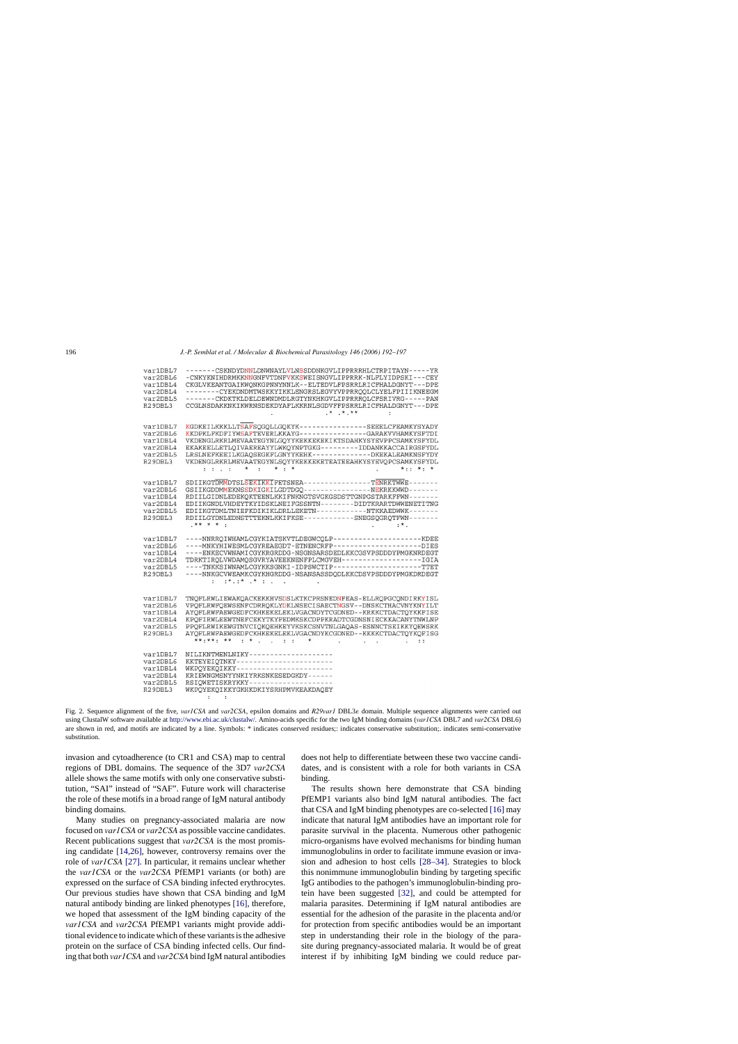```
var1DBL7   -------CSKNDYDNNLDNWNAYLVLNSSDDNKGVLIPPRRRHLCTRPITAYN-----YR
var2DBL6   -CNKYKNIHDRMKKNNGNFVTDNFVKKSWEISNGVLIPPRRK-NLFLYIDPSKI---CEY
var1DBL4   CKGLVKEANTGAIKWQNKGPNNYNNLK--ELTEDVLFPSRRLRICFHALDGNYT---DPE
var2DBL4   --------CYEKDNDMTWSKKYIKKLENGRSLEGVYVPPRRQQLCLYELFPIIIKNEEGM
var2DBL5   -------CKDKTKLDELDEWNDMDLRGTYNKHKGVLIPPRRRQLCFSRIVRG-----PAN
R29DBL3    CCGLNSDAKKNKIKWRNSDEKDYAFLKKRNLSGDVFFPSRRLRICFHALDGNYT---DPE
                                                .* .*.**       :

var1DBL7   KGDKEILKKKLLTSAFSQGQLLGQKYK----------------SEEELCFEAMKYSYADY
var2DBL6   KKDPKLFKDFIYWSAFTEVERLKKAYG----------------GARAKVVHAMKYSFTDI
var1DBL4   VKDENGLRKRLMEVAATEGYNLGQYYKEKKEKKEKIKTSDAHKYSYEVPPCSAMKYSFYDL
var2DBL4   EKAKEELLETLQIVAEREAYYLWKQYNPTGKG---------IDDANKKACCAIRGSFYDL
var2DBL5   LRSLNEFKEEILKGAQSEGKFLGNYYKEHK-------------DKEKALEAMKNSFYDY
R29DBL3    VKDENGLRKRLMEVAATEGYNLSQYYKEKKEKTEATEEAHKYSYEVQPCSAMKYSFYDL
              : : . :    *  :    * : *                       .     *:: *: *

var1DBL7   SDIIKGTDMWDTSLSEKIKKIFETSNEA----------------TENRKTWWE-------
var2DBL6   GSIIKGDDMMEKNSSDKIGKILGDTDGQ----------------NEKRKKWWD-------
var1DBL4   RDIILGIDNLEDEKQKTEENLKKIFNKNGTSVGKGSDSTTGNPGSTARKFFWN-------
var2DBL4   EDIIKGNDLVHDEYTKYIDSKLNEIFGSSNTN---------DIDTKRARTDWWENETITNG
var2DBL5   EDIIKGTDMLTNIEFKDIKIKLDRLLEKETN------------NTKKAEDWWK-------
R29DBL3    RDIILGYDNLEDNSTTTEKNLKKIFKSE-------------SNEGSQGRQTFWN-------
            .** * * :                                     .      :*.

var1DBL7   ----NNRRQIWHAMLCGYKIATSKVTLDEGWCQLP---------------------KDEE
var2DBL6   ----MNKYHIWESMLCGYREAEGDT-ETNENCRFP---------------------DIES
var1DBL4   ----ENKECVWNAMICGYKRGRDDG-NSGNSARSDEDLKKCGSVPSDDDYPMGKNRDEGT
var2DBL4   TDRKTIRQLVWDAMQSGVRYAVEEKNENFPLCMGVEH-------------------IGIA
var2DBL5   ----TNKKSIWNAMLCGYKKSGNKI-IDPSWCTIP---------------------TTET
R29DBL3    ----NNKGCVWEAMKCGYKHGRDDG-NSANSASSDQDLKKCDSVPSDDDYPMGKDRDEGT
             :   :*.:* .* : .   .          .

var1DBL7   TNQFLRWLIEWAKQACKEKKHVSDSLKTKCPRSNEDNFEAS-ELLRQPGCQNDIRKYISL
var2DBL6   VPQFLRWFQEWSENFCDRRQKLYDKLNSECISAECTNGSV--DNSKCTHACVNYKNYILT
var1DBL4   AYQFLRWFAEWGEDFCKHKEKELEKLVGACNDYTCGDNED--KKKKCTDACTQYKKFISE
var2DBL4   KPQFIRWLEEWTNEFCEKYTKYFEDMKSKCDPPKRADTCGDNSNIECKKACANYTNWLNP
var2DBL5   PPQFLRWIKEWGTNVCIQKQEHKEYVKSKCSNVTNLGAQAS-ESNNCTSEIKKYQEWSRK
R29DBL3    AYQFLRWFAEWGEDFCKHKEKELEKLVGACNDYKCGDNED--KKKKCTDACTQYKQFISG
            **:**: **   : * .   .   : :   *        .     .  .      .  ::

var1DBL7   NILIKNTMENLNIKY--------------------
var2DBL6   KKTEYEIQTNKY-----------------------
var1DBL4   WKPQYEKQIKKY-----------------------
var2DBL4   KRIEWNGMSNYYNKIYRKSNKESEDGKDY------
var2DBL5   RSIQWETISKRYKKY--------------------
R29DBL3    WKPQYEKQIKKYGKHKDKIYSRHPMVKEAKDAQEY
            :    :
```

Fig. 2. Sequence alignment of the five, *var1CSA* and *var2CSA*, epsilon domains and *R29var1* DBL3ε domain. Multiple sequence alignments were carried out using ClustalW software available at http://www.ebi.ac.uk/clustalw/. Amino-acids specific for the two IgM binding domains (*var1CSA* DBL7 and *var2CSA* DBL6) are shown in red, and motifs are indicated by a line. Symbols: * indicates conserved residues;: indicates conservative substitution;. indicates semi-conservative substitution.

invasion and cytoadherence (to CR1 and CSA) map to central regions of DBL domains. The sequence of the 3D7 *var2CSA* allele shows the same motifs with only one conservative substitution, "SAI" instead of "SAF". Future work will characterise the role of these motifs in a broad range of IgM natural antibody binding domains.

Many studies on pregnancy-associated malaria are now focused on *var1CSA* or *var2CSA* as possible vaccine candidates. Recent publications suggest that *var2CSA* is the most promising candidate [14,26], however, controversy remains over the role of *var1CSA* [27]. In particular, it remains unclear whether the *var1CSA* or the *var2CSA* PfEMP1 variants (or both) are expressed on the surface of CSA binding infected erythrocytes. Our previous studies have shown that CSA binding and IgM natural antibody binding are linked phenotypes [16], therefore, we hoped that assessment of the IgM binding capacity of the *var1CSA* and *var2CSA* PfEMP1 variants might provide additional evidence to indicate which of these variants is the adhesive protein on the surface of CSA binding infected cells. Our finding that both *var1CSA* and *var2CSA* bind IgM natural antibodies does not help to differentiate between these two vaccine candidates, and is consistent with a role for both variants in CSA binding.

The results shown here demonstrate that CSA binding PfEMP1 variants also bind IgM natural antibodies. The fact that CSA and IgM binding phenotypes are co-selected [16] may indicate that natural IgM antibodies have an important role for parasite survival in the placenta. Numerous other pathogenic micro-organisms have evolved mechanisms for binding human immunoglobulins in order to facilitate immune evasion or invasion and adhesion to host cells [28–34]. Strategies to block this nonimmune immunoglobulin binding by targeting specific IgG antibodies to the pathogen's immunoglobulin-binding protein have been suggested [32], and could be attempted for malaria parasites. Determining if IgM natural antibodies are essential for the adhesion of the parasite in the placenta and/or for protection from specific antibodies would be an important step in understanding their role in the biology of the parasite during pregnancy-associated malaria. It would be of great interest if by inhibiting IgM binding we could reduce par-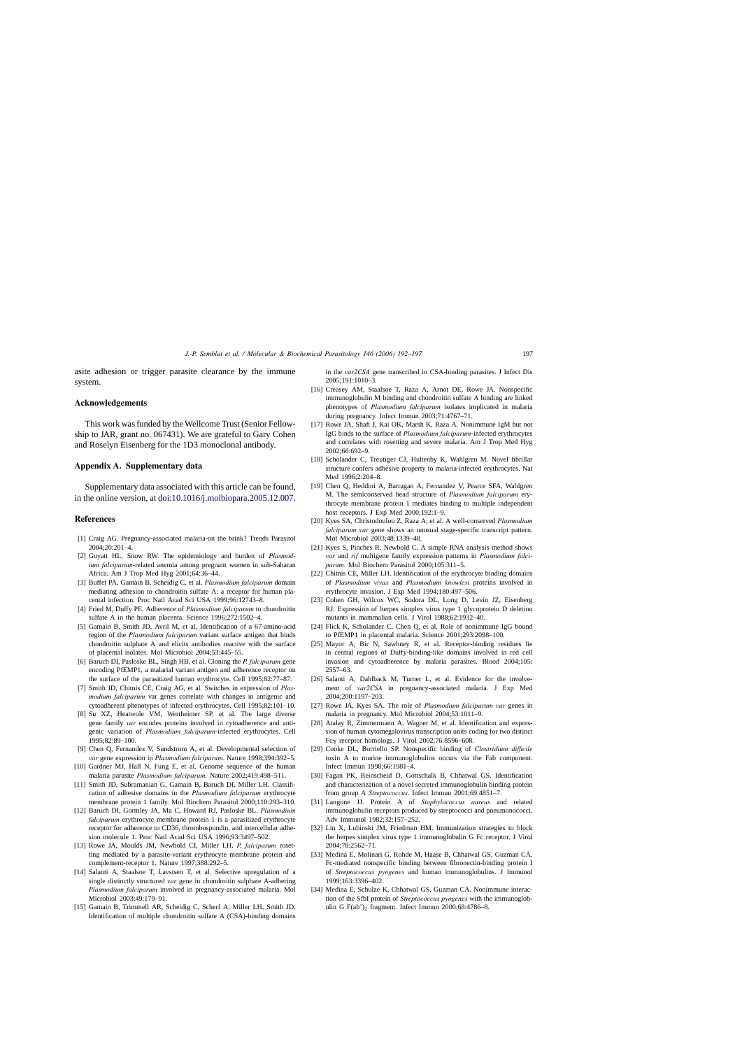asite adhesion or trigger parasite clearance by the immune system.

## Acknowledgements

This work was funded by the Wellcome Trust (Senior Fellowship to JAR, grant no. 067431). We are grateful to Gary Cohen and Roselyn Eisenberg for the 1D3 monoclonal antibody.

## Appendix A. Supplementary data

Supplementary data associated with this article can be found, in the online version, at doi:10.1016/j.molbiopara.2005.12.007.

## References

[1] Craig AG. Pregnancy-associated malaria-on the brink? Trends Parasitol 2004;20:201–4.

[2] Guyatt HL, Snow RW. The epidemiology and burden of *Plasmodium falciparum*-related anemia among pregnant women in sub-Saharan Africa. Am J Trop Med Hyg 2001;64:36–44.

[3] Buffet PA, Gamain B, Scheidig C, et al. *Plasmodium falciparum* domain mediating adhesion to chondroitin sulfate A: a receptor for human placental infection. Proc Natl Acad Sci USA 1999;96:12743–8.

[4] Fried M, Duffy PE. Adherence of *Plasmodium falciparum* to chondroitin sulfate A in the human placenta. Science 1996;272:1502–4.

[5] Gamain B, Smith JD, Avril M, et al. Identification of a 67-amino-acid region of the *Plasmodium falciparum* variant surface antigen that binds chondroitin sulphate A and elicits antibodies reactive with the surface of placental isolates. Mol Microbiol 2004;53:445–55.

[6] Baruch DI, Pasloske BL, Singh HB, et al. Cloning the *P. falciparum* gene encoding PfEMP1, a malarial variant antigen and adherence receptor on the surface of the parasitized human erythrocyte. Cell 1995;82:77–87.

[7] Smith JD, Chitnis CE, Craig AG, et al. Switches in expression of *Plasmodium falciparum* var genes correlate with changes in antigenic and cytoadherent phenotypes of infected erythrocytes. Cell 1995;82:101–10.

[8] Su XZ, Heatwole VM, Wertheimer SP, et al. The large diverse gene family *var* encodes proteins involved in cytoadherence and antigenic variation of *Plasmodium falciparum*-infected erythrocytes. Cell 1995;82:89–100.

[9] Chen Q, Fernandez V, Sundstrom A, et al. Developmental selection of *var* gene expression in *Plasmodium falciparum*. Nature 1998;394:392–5.

[10] Gardner MJ, Hall N, Fung E, et al. Genome sequence of the human malaria parasite *Plasmodium falciparum*. Nature 2002;419:498–511.

[11] Smith JD, Subramanian G, Gamain B, Baruch DI, Miller LH. Classification of adhesive domains in the *Plasmodium falciparum* erythrocyte membrane protein 1 family. Mol Biochem Parasitol 2000;110:293–310.

[12] Baruch DI, Gormley JA, Ma C, Howard RJ, Pasloske BL. *Plasmodium falciparum* erythrocyte membrane protein 1 is a parasitized erythrocyte receptor for adherence to CD36, thrombospondin, and intercellular adhesion molecule 1. Proc Natl Acad Sci USA 1996;93:3497–502.

[13] Rowe JA, Moulds JM, Newbold CI, Miller LH. *P. falciparum* rosetting mediated by a parasite-variant erythrocyte membrane protein and complement-receptor 1. Nature 1997;388:292–5.

[14] Salanti A, Staalsoe T, Lavstsen T, et al. Selective upregulation of a single distinctly structured *var* gene in chondroitin sulphate A-adhering *Plasmodium falciparum* involved in pregnancy-associated malaria. Mol Microbiol 2003;49:179–91.

[15] Gamain B, Trimnell AR, Scheidig C, Scherf A, Miller LH, Smith JD. Identification of multiple chondroitin sulfate A (CSA)-binding domains in the *var2CSA* gene transcribed in CSA-binding parasites. J Infect Dis 2005;191:1010–3.

[16] Creasey AM, Staalsoe T, Raza A, Arnot DE, Rowe JA. Nonspecific immunoglobulin M binding and chondroitin sulfate A binding are linked phenotypes of *Plasmodium falciparum* isolates implicated in malaria during pregnancy. Infect Immun 2003;71:4767–71.

[17] Rowe JA, Shafi J, Kai OK, Marsh K, Raza A. Nonimmune IgM but not IgG binds to the surface of *Plasmodium falciparum*-infected erythrocytes and correlates with rosetting and severe malaria. Am J Trop Med Hyg 2002;66:692–9.

[18] Scholander C, Treutiger CJ, Hultenby K, Wahlgren M. Novel fibrillar structure confers adhesive property to malaria-infected erythrocytes. Nat Med 1996;2:204–8.

[19] Chen Q, Heddini A, Barragan A, Fernandez V, Pearce SFA, Wahlgren M. The semiconserved head structure of *Plasmodium falciparum* erythrocyte membrane protein 1 mediates binding to multiple independent host receptors. J Exp Med 2000;192:1–9.

[20] Kyes SA, Christodoulou Z, Raza A, et al. A well-conserved *Plasmodium falciparum var* gene shows an unusual stage-specific transcript pattern. Mol Microbiol 2003;48:1339–48.

[21] Kyes S, Pinches R, Newbold C. A simple RNA analysis method shows *var* and *rif* multigene family expression patterns in *Plasmodium falciparum*. Mol Biochem Parasitol 2000;105:311–5.

[22] Chitnis CE, Miller LH. Identification of the erythrocyte binding domains of *Plasmodium vivax* and *Plasmodium knowlesi* proteins involved in erythrocyte invasion. J Exp Med 1994;180:497–506.

[23] Cohen GH, Wilcox WC, Sodora DL, Long D, Levin JZ, Eisenberg RJ. Expression of herpes simplex virus type 1 glycoprotein D deletion mutants in mammalian cells. J Virol 1988;62:1932–40.

[24] Flick K, Scholander C, Chen Q, et al. Role of nonimmune IgG bound to PfEMP1 in placental malaria. Science 2001;293:2098–100.

[25] Mayor A, Bir N, Sawhney R, et al. Receptor-binding residues lie in central regions of Duffy-binding-like domains involved in red cell invasion and cytoadherence by malaria parasites. Blood 2004;105: 2557–63.

[26] Salanti A, Dahlback M, Turner L, et al. Evidence for the involvement of *var2CSA* in pregnancy-associated malaria. J Exp Med 2004;200:1197–203.

[27] Rowe JA, Kyes SA. The role of *Plasmodium falciparum var* genes in malaria in pregnancy. Mol Microbiol 2004;53:1011–9.

[28] Atalay R, Zimmermann A, Wagner M, et al. Identification and expression of human cytomegalovirus transcription units coding for two distinct Fcγ receptor homologs. J Virol 2002;76:8596–608.

[29] Cooke DL, Borriello SP. Nonspecific binding of *Clostridium difficile* toxin A to murine immunoglobulins occurs via the Fab component. Infect Immun 1998;66:1981–4.

[30] Fagan PK, Reinscheid D, Gottschalk B, Chhatwal GS. Identification and characterization of a novel secreted immunoglobulin binding protein from group A *Streptococcus*. Infect Immun 2001;69:4851–7.

[31] Langone JJ. Protein A of *Staphylococcus aureus* and related immunoglobulin receptors produced by streptococci and pneumonococci. Adv Immunol 1982;32:157–252.

[32] Lin X, Lubinski JM, Friedman HM. Immunization strategies to block the herpes simplex virus type 1 immunoglobulin G Fc receptor. J Virol 2004;78:2562–71.

[33] Medina E, Molinari G, Rohde M, Haase B, Chhatwal GS, Guzman CA. Fc-mediated nonspecific binding between fibronectin-binding protein I of *Streptococcus pyogenes* and human immunoglobulins. J Immunol 1999;163:3396–402.

[34] Medina E, Schulze K, Chhatwal GS, Guzman CA. Nonimmune interaction of the SfbI protein of *Streptococcus pyogenes* with the immunoglobulin G $F(ab')_2$ fragment. Infect Immun 2000;68:4786–8.